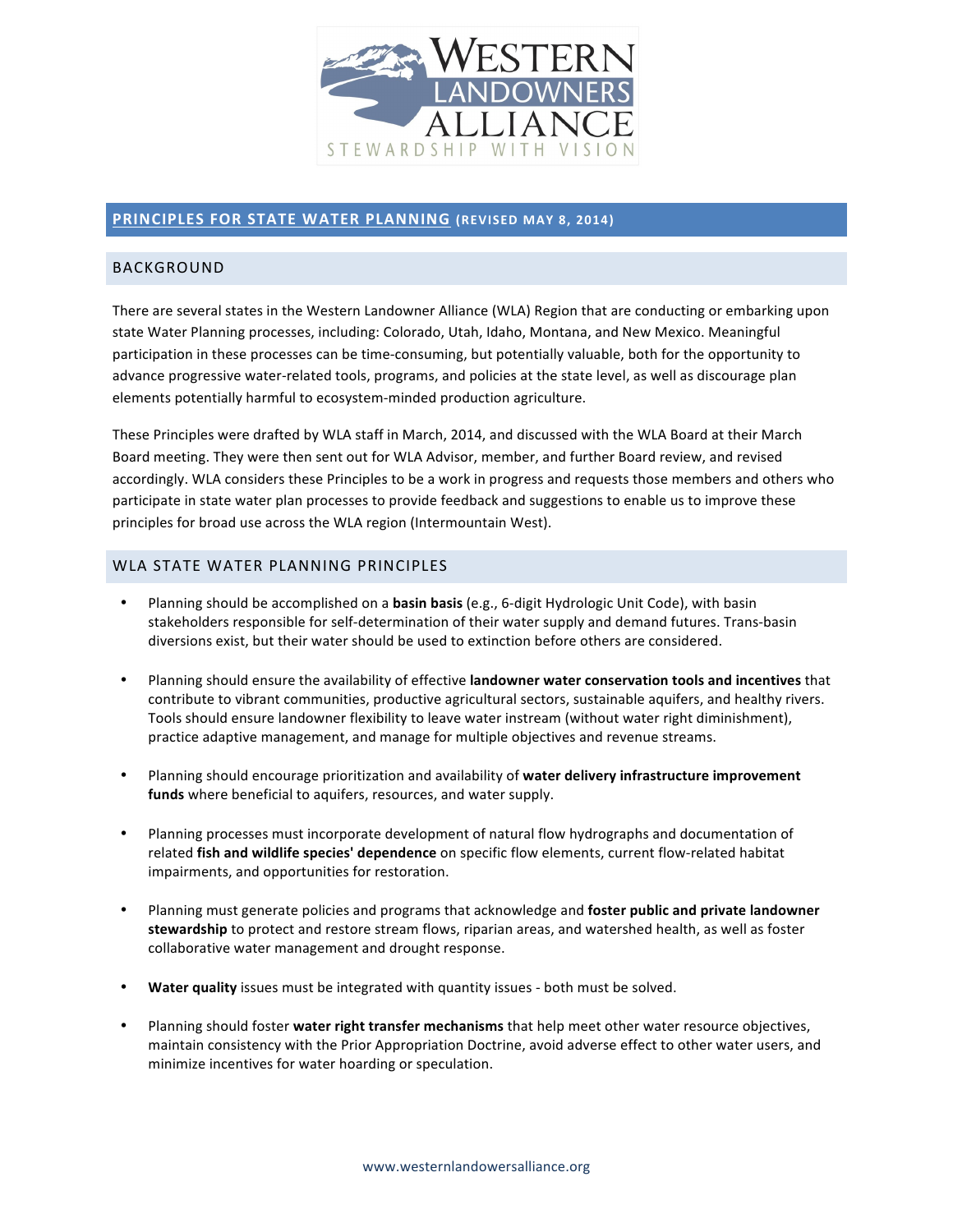# PRINCIPLES FOR STATE WATER PLANNING (REVISED MAY 8, 2014)

## BACKGROUND

There are several states in the Western Landowner Alliance (WLA) Region that are conducting or embarking upon state Water Planning processes, including: Colorado, Utah, Idaho, Montana, and New Mexico. Meaningful participation in these processes can be time-consuming, but potentially valuable, both for the opportunity to advance progressive water-related tools, programs, and policies at the state level, as well as discourage plan elements potentially harmful to ecosystem-minded production agriculture.

These Principles were drafted by WLA staff in March, 2014, and discussed with the WLA Board at their March Board meeting. They were then sent out for WLA Advisor, member, and further Board review, and revised accordingly. WLA considers these Principles to be a work in progress and requests those members and others who participate in state water plan processes to provide feedback and suggestions to enable us to improve these principles for broad use across the WLA region (Intermountain West).

## WLA STATE WATER PLANNING PRINCIPLES

- Planning should be accomplished on a **basin basis** (e.g., 6-digit Hydrologic Unit Code), with basin stakeholders responsible for self-determination of their water supply and demand futures. Trans-basin diversions exist, but their water should be used to extinction before others are considered.

- Planning should ensure the availability of effective **landowner water conservation tools and incentives** that contribute to vibrant communities, productive agricultural sectors, sustainable aquifers, and healthy rivers. Tools should ensure landowner flexibility to leave water instream (without water right diminishment), practice adaptive management, and manage for multiple objectives and revenue streams.

- Planning should encourage prioritization and availability of **water delivery infrastructure improvement funds** where beneficial to aquifers, resources, and water supply.

- Planning processes must incorporate development of natural flow hydrographs and documentation of related **fish and wildlife species' dependence** on specific flow elements, current flow-related habitat impairments, and opportunities for restoration.

- Planning must generate policies and programs that acknowledge and **foster public and private landowner stewardship** to protect and restore stream flows, riparian areas, and watershed health, as well as foster collaborative water management and drought response.

- **Water quality** issues must be integrated with quantity issues - both must be solved.

- Planning should foster **water right transfer mechanisms** that help meet other water resource objectives, maintain consistency with the Prior Appropriation Doctrine, avoid adverse effect to other water users, and minimize incentives for water hoarding or speculation.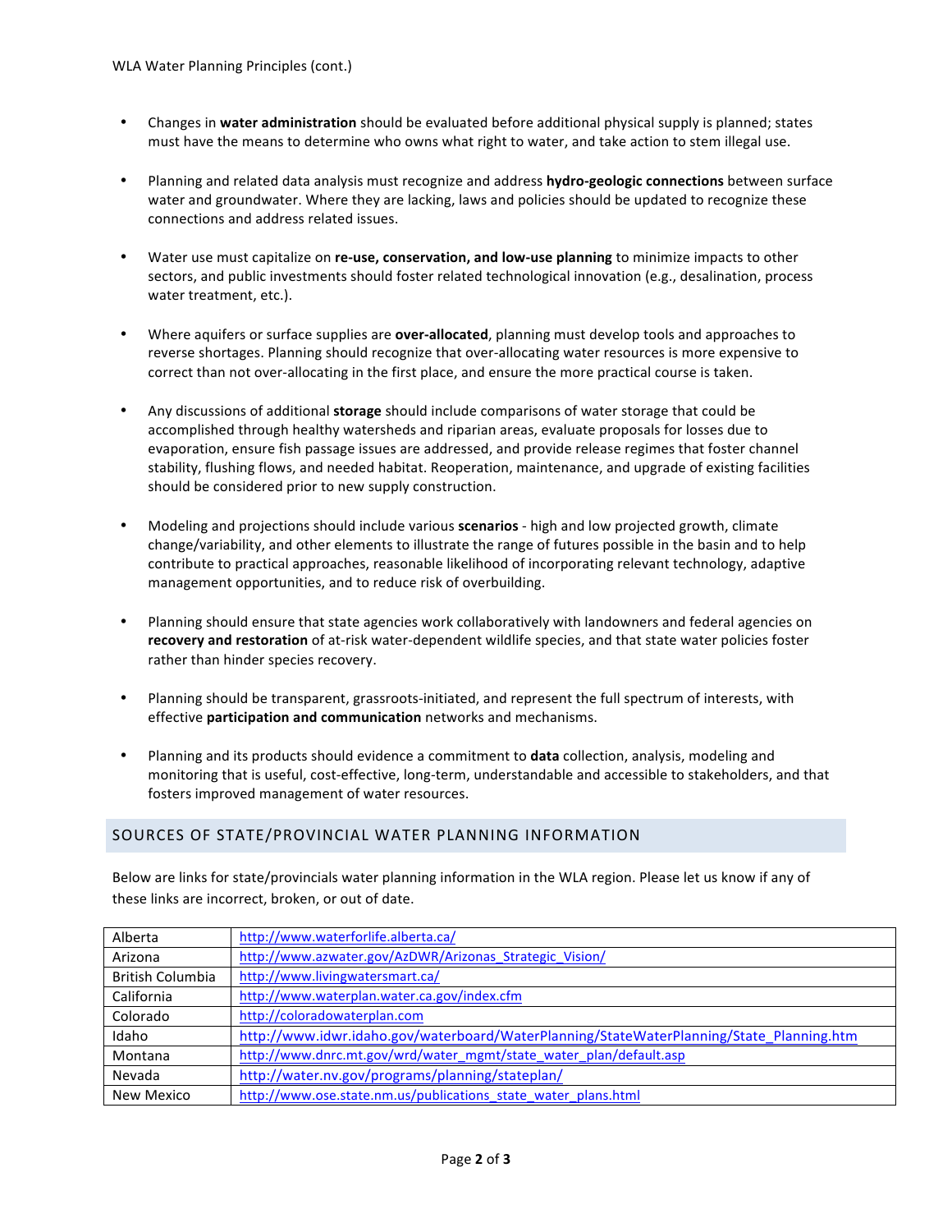- Changes in **water administration** should be evaluated before additional physical supply is planned; states must have the means to determine who owns what right to water, and take action to stem illegal use.

- Planning and related data analysis must recognize and address **hydro-geologic connections** between surface water and groundwater. Where they are lacking, laws and policies should be updated to recognize these connections and address related issues.

- Water use must capitalize on **re-use, conservation, and low-use planning** to minimize impacts to other sectors, and public investments should foster related technological innovation (e.g., desalination, process water treatment, etc.).

- Where aquifers or surface supplies are **over-allocated**, planning must develop tools and approaches to reverse shortages. Planning should recognize that over-allocating water resources is more expensive to correct than not over-allocating in the first place, and ensure the more practical course is taken.

- Any discussions of additional **storage** should include comparisons of water storage that could be accomplished through healthy watersheds and riparian areas, evaluate proposals for losses due to evaporation, ensure fish passage issues are addressed, and provide release regimes that foster channel stability, flushing flows, and needed habitat. Reoperation, maintenance, and upgrade of existing facilities should be considered prior to new supply construction.

- Modeling and projections should include various **scenarios** - high and low projected growth, climate change/variability, and other elements to illustrate the range of futures possible in the basin and to help contribute to practical approaches, reasonable likelihood of incorporating relevant technology, adaptive management opportunities, and to reduce risk of overbuilding.

- Planning should ensure that state agencies work collaboratively with landowners and federal agencies on **recovery and restoration** of at-risk water-dependent wildlife species, and that state water policies foster rather than hinder species recovery.

- Planning should be transparent, grassroots-initiated, and represent the full spectrum of interests, with effective **participation and communication** networks and mechanisms.

- Planning and its products should evidence a commitment to **data** collection, analysis, modeling and monitoring that is useful, cost-effective, long-term, understandable and accessible to stakeholders, and that fosters improved management of water resources.

## SOURCES OF STATE/PROVINCIAL WATER PLANNING INFORMATION

Below are links for state/provincials water planning information in the WLA region. Please let us know if any of these links are incorrect, broken, or out of date.

| | |
|---|---|
| Alberta | http://www.waterforlife.alberta.ca/ |
| Arizona | http://www.azwater.gov/AzDWR/Arizonas_Strategic_Vision/ |
| British Columbia | http://www.livingwatersmart.ca/ |
| California | http://www.waterplan.water.ca.gov/index.cfm |
| Colorado | http://coloradowaterplan.com |
| Idaho | http://www.idwr.idaho.gov/waterboard/WaterPlanning/StateWaterPlanning/State_Planning.htm |
| Montana | http://www.dnrc.mt.gov/wrd/water_mgmt/state_water_plan/default.asp |
| Nevada | http://water.nv.gov/programs/planning/stateplan/ |
| New Mexico | http://www.ose.state.nm.us/publications_state_water_plans.html |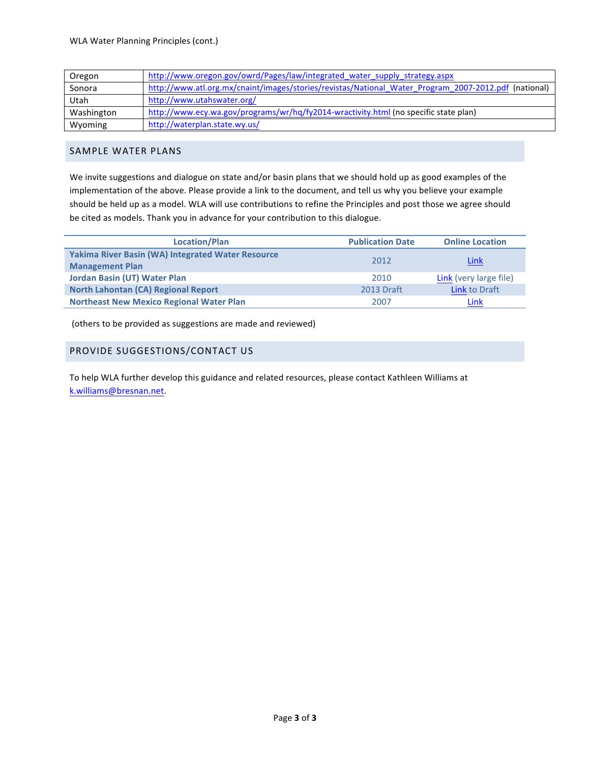| | |
|---|---|
| Oregon | http://www.oregon.gov/owrd/Pages/law/integrated_water_supply_strategy.aspx |
| Sonora | http://www.atl.org.mx/cnaint/images/stories/revistas/National_Water_Program_2007-2012.pdf (national) |
| Utah | http://www.utahswater.org/ |
| Washington | http://www.ecy.wa.gov/programs/wr/hq/fy2014-wractivity.html (no specific state plan) |
| Wyoming | http://waterplan.state.wy.us/ |

## SAMPLE WATER PLANS

We invite suggestions and dialogue on state and/or basin plans that we should hold up as good examples of the implementation of the above. Please provide a link to the document, and tell us why you believe your example should be held up as a model. WLA will use contributions to refine the Principles and post those we agree should be cited as models. Thank you in advance for your contribution to this dialogue.

| Location/Plan | Publication Date | Online Location |
|---|---|---|
| **Yakima River Basin (WA) Integrated Water Resource Management Plan** | 2012 | Link |
| **Jordan Basin (UT) Water Plan** | 2010 | Link (very large file) |
| **North Lahontan (CA) Regional Report** | 2013 Draft | Link to Draft |
| **Northeast New Mexico Regional Water Plan** | 2007 | Link |

(others to be provided as suggestions are made and reviewed)

## PROVIDE SUGGESTIONS/CONTACT US

To help WLA further develop this guidance and related resources, please contact Kathleen Williams at k.williams@bresnan.net.